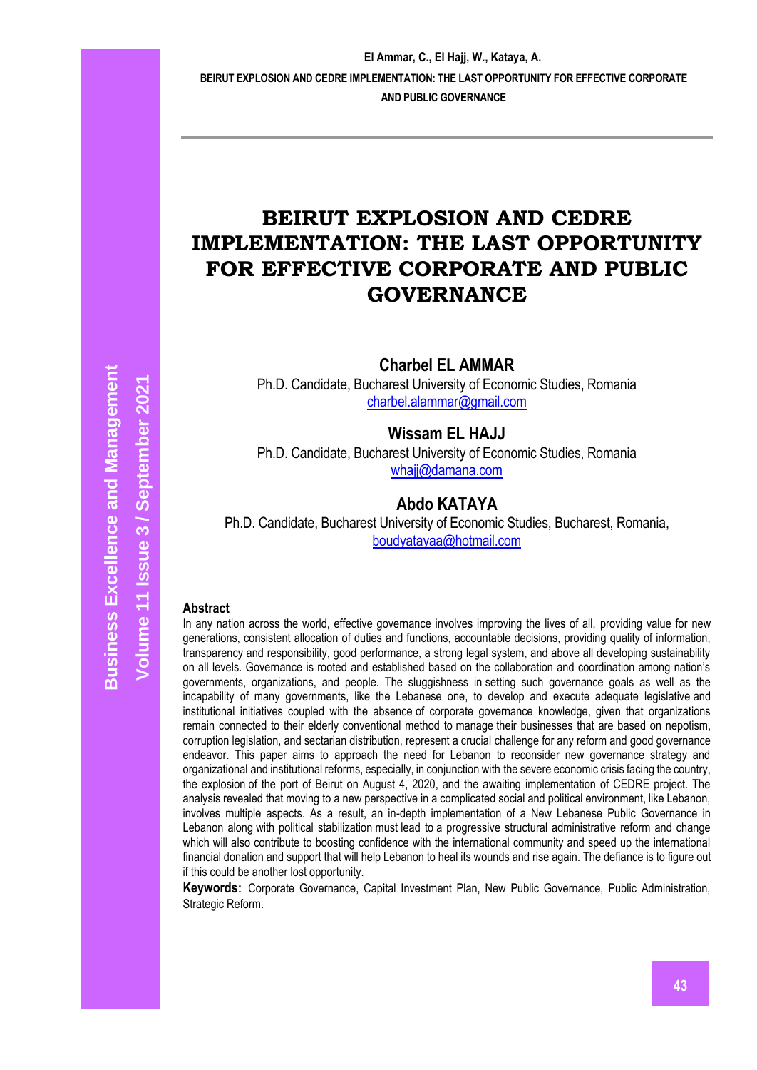# BEIRUT EXPLOSION AND CEDRE IMPLEMENTATION: THE LAST OPPORTUNITY FOR EFFECTIVE CORPORATE AND PUBLIC GOVERNANCE

**Charbel EL AMMAR**
Ph.D. Candidate, Bucharest University of Economic Studies, Romania
charbel.alammar@gmail.com

**Wissam EL HAJJ**
Ph.D. Candidate, Bucharest University of Economic Studies, Romania
whajj@damana.com

**Abdo KATAYA**
Ph.D. Candidate, Bucharest University of Economic Studies, Bucharest, Romania,
boudyatayaa@hotmail.com

**Abstract**

In any nation across the world, effective governance involves improving the lives of all, providing value for new generations, consistent allocation of duties and functions, accountable decisions, providing quality of information, transparency and responsibility, good performance, a strong legal system, and above all developing sustainability on all levels. Governance is rooted and established based on the collaboration and coordination among nation's governments, organizations, and people. The sluggishness in setting such governance goals as well as the incapability of many governments, like the Lebanese one, to develop and execute adequate legislative and institutional initiatives coupled with the absence of corporate governance knowledge, given that organizations remain connected to their elderly conventional method to manage their businesses that are based on nepotism, corruption legislation, and sectarian distribution, represent a crucial challenge for any reform and good governance endeavor. This paper aims to approach the need for Lebanon to reconsider new governance strategy and organizational and institutional reforms, especially, in conjunction with the severe economic crisis facing the country, the explosion of the port of Beirut on August 4, 2020, and the awaiting implementation of CEDRE project. The analysis revealed that moving to a new perspective in a complicated social and political environment, like Lebanon, involves multiple aspects. As a result, an in-depth implementation of a New Lebanese Public Governance in Lebanon along with political stabilization must lead to a progressive structural administrative reform and change which will also contribute to boosting confidence with the international community and speed up the international financial donation and support that will help Lebanon to heal its wounds and rise again. The defiance is to figure out if this could be another lost opportunity.

**Keywords:** Corporate Governance, Capital Investment Plan, New Public Governance, Public Administration, Strategic Reform.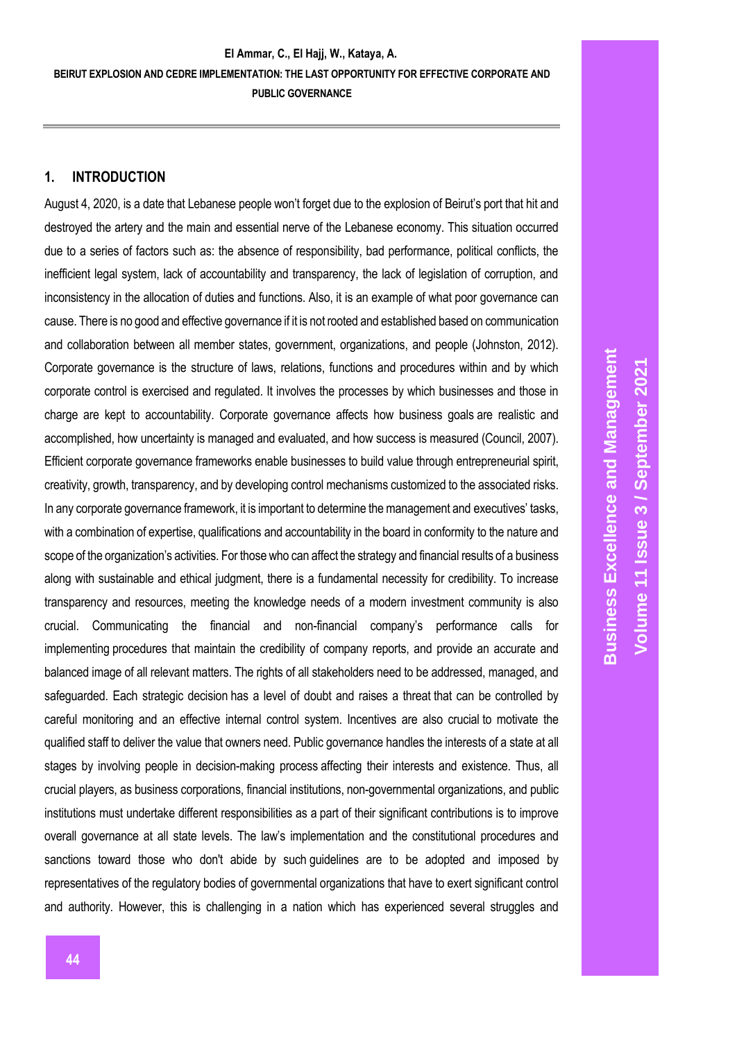## 1. INTRODUCTION

August 4, 2020, is a date that Lebanese people won't forget due to the explosion of Beirut's port that hit and destroyed the artery and the main and essential nerve of the Lebanese economy. This situation occurred due to a series of factors such as: the absence of responsibility, bad performance, political conflicts, the inefficient legal system, lack of accountability and transparency, the lack of legislation of corruption, and inconsistency in the allocation of duties and functions. Also, it is an example of what poor governance can cause. There is no good and effective governance if it is not rooted and established based on communication and collaboration between all member states, government, organizations, and people (Johnston, 2012). Corporate governance is the structure of laws, relations, functions and procedures within and by which corporate control is exercised and regulated. It involves the processes by which businesses and those in charge are kept to accountability. Corporate governance affects how business goals are realistic and accomplished, how uncertainty is managed and evaluated, and how success is measured (Council, 2007). Efficient corporate governance frameworks enable businesses to build value through entrepreneurial spirit, creativity, growth, transparency, and by developing control mechanisms customized to the associated risks. In any corporate governance framework, it is important to determine the management and executives' tasks, with a combination of expertise, qualifications and accountability in the board in conformity to the nature and scope of the organization's activities. For those who can affect the strategy and financial results of a business along with sustainable and ethical judgment, there is a fundamental necessity for credibility. To increase transparency and resources, meeting the knowledge needs of a modern investment community is also crucial. Communicating the financial and non-financial company's performance calls for implementing procedures that maintain the credibility of company reports, and provide an accurate and balanced image of all relevant matters. The rights of all stakeholders need to be addressed, managed, and safeguarded. Each strategic decision has a level of doubt and raises a threat that can be controlled by careful monitoring and an effective internal control system. Incentives are also crucial to motivate the qualified staff to deliver the value that owners need. Public governance handles the interests of a state at all stages by involving people in decision-making process affecting their interests and existence. Thus, all crucial players, as business corporations, financial institutions, non-governmental organizations, and public institutions must undertake different responsibilities as a part of their significant contributions is to improve overall governance at all state levels. The law's implementation and the constitutional procedures and sanctions toward those who don't abide by such guidelines are to be adopted and imposed by representatives of the regulatory bodies of governmental organizations that have to exert significant control and authority. However, this is challenging in a nation which has experienced several struggles and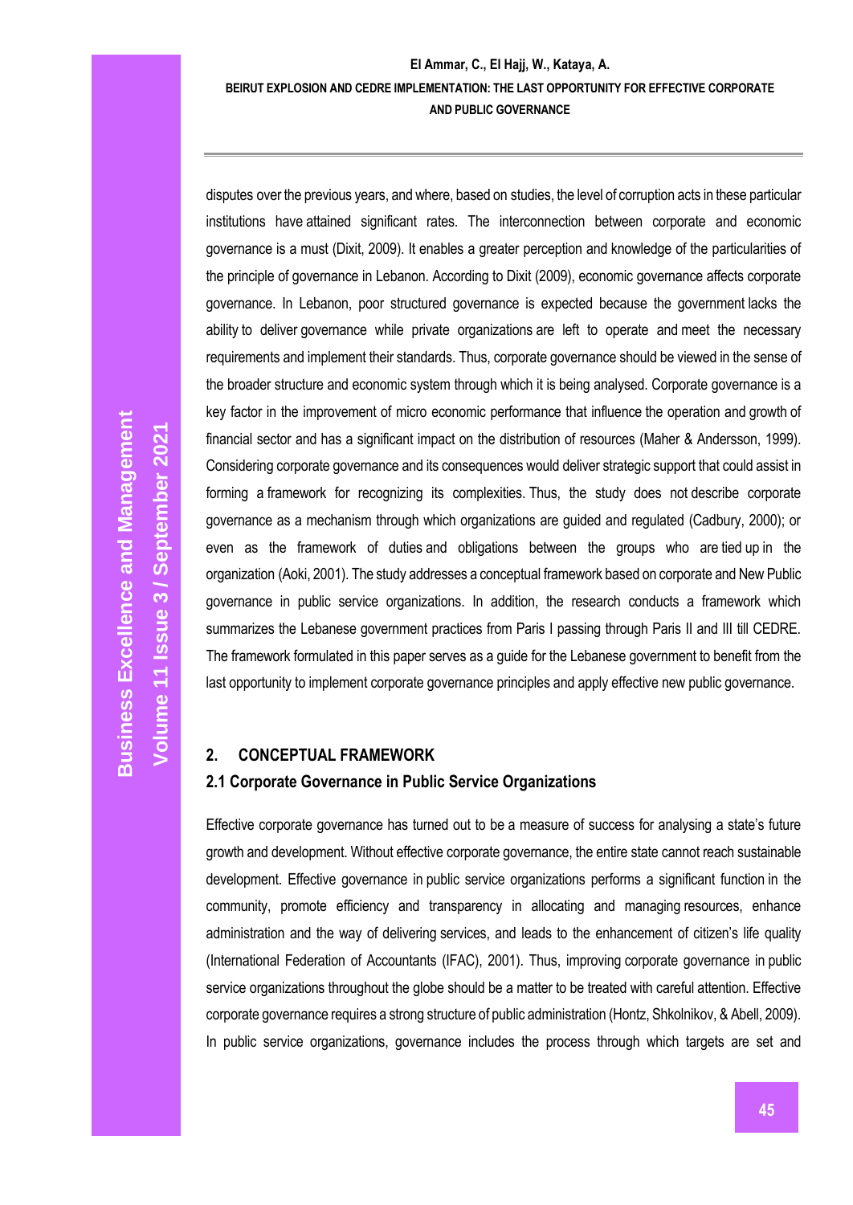disputes over the previous years, and where, based on studies, the level of corruption acts in these particular institutions have attained significant rates. The interconnection between corporate and economic governance is a must (Dixit, 2009). It enables a greater perception and knowledge of the particularities of the principle of governance in Lebanon. According to Dixit (2009), economic governance affects corporate governance. In Lebanon, poor structured governance is expected because the government lacks the ability to deliver governance while private organizations are left to operate and meet the necessary requirements and implement their standards. Thus, corporate governance should be viewed in the sense of the broader structure and economic system through which it is being analysed. Corporate governance is a key factor in the improvement of micro economic performance that influence the operation and growth of financial sector and has a significant impact on the distribution of resources (Maher & Andersson, 1999). Considering corporate governance and its consequences would deliver strategic support that could assist in forming a framework for recognizing its complexities. Thus, the study does not describe corporate governance as a mechanism through which organizations are guided and regulated (Cadbury, 2000); or even as the framework of duties and obligations between the groups who are tied up in the organization (Aoki, 2001). The study addresses a conceptual framework based on corporate and New Public governance in public service organizations. In addition, the research conducts a framework which summarizes the Lebanese government practices from Paris I passing through Paris II and III till CEDRE. The framework formulated in this paper serves as a guide for the Lebanese government to benefit from the last opportunity to implement corporate governance principles and apply effective new public governance.

## 2. CONCEPTUAL FRAMEWORK

### 2.1 Corporate Governance in Public Service Organizations

Effective corporate governance has turned out to be a measure of success for analysing a state's future growth and development. Without effective corporate governance, the entire state cannot reach sustainable development. Effective governance in public service organizations performs a significant function in the community, promote efficiency and transparency in allocating and managing resources, enhance administration and the way of delivering services, and leads to the enhancement of citizen's life quality (International Federation of Accountants (IFAC), 2001). Thus, improving corporate governance in public service organizations throughout the globe should be a matter to be treated with careful attention. Effective corporate governance requires a strong structure of public administration (Hontz, Shkolnikov, & Abell, 2009). In public service organizations, governance includes the process through which targets are set and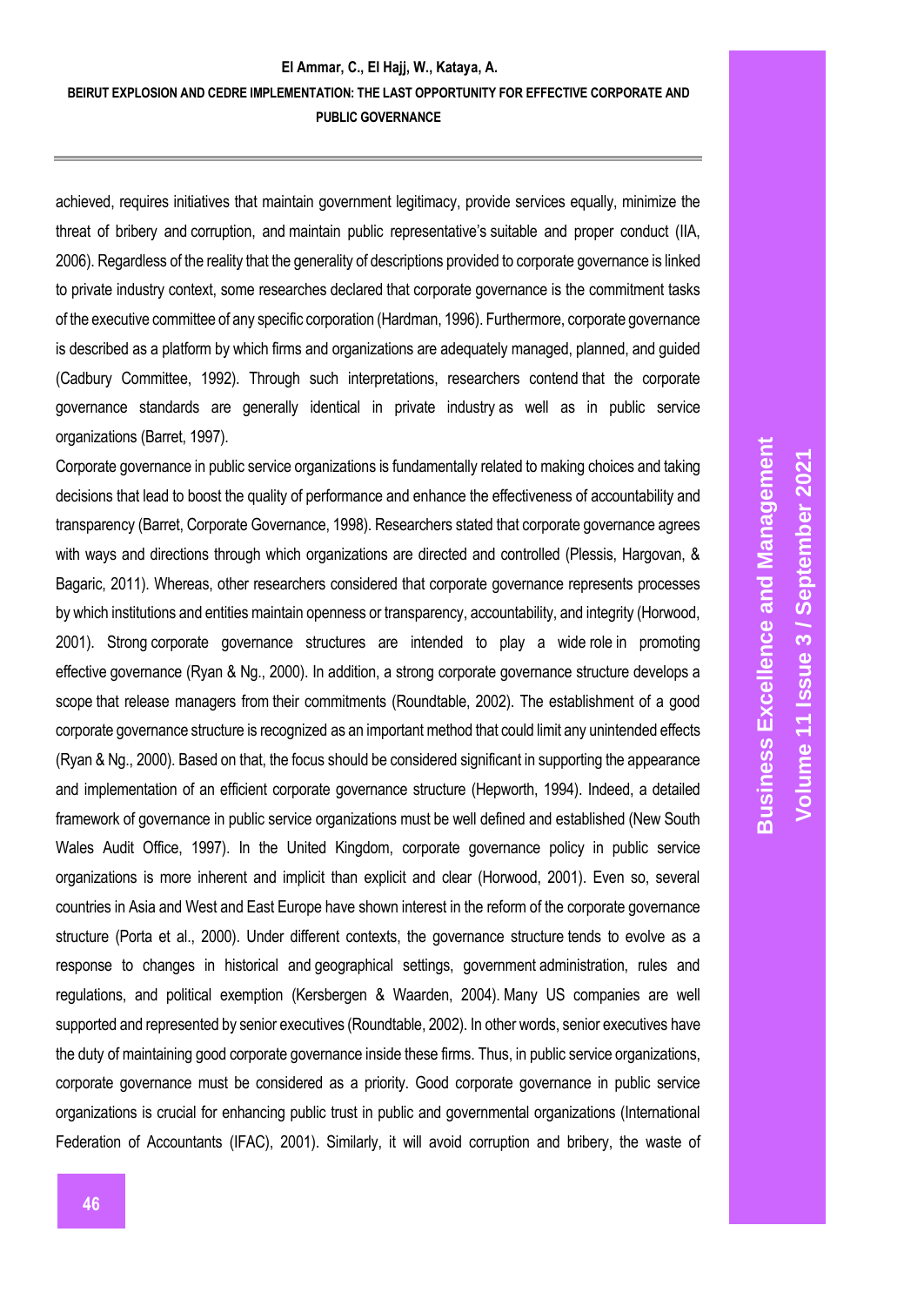achieved, requires initiatives that maintain government legitimacy, provide services equally, minimize the threat of bribery and corruption, and maintain public representative's suitable and proper conduct (IIA, 2006). Regardless of the reality that the generality of descriptions provided to corporate governance is linked to private industry context, some researches declared that corporate governance is the commitment tasks of the executive committee of any specific corporation (Hardman, 1996). Furthermore, corporate governance is described as a platform by which firms and organizations are adequately managed, planned, and guided (Cadbury Committee, 1992). Through such interpretations, researchers contend that the corporate governance standards are generally identical in private industry as well as in public service organizations (Barret, 1997).

Corporate governance in public service organizations is fundamentally related to making choices and taking decisions that lead to boost the quality of performance and enhance the effectiveness of accountability and transparency (Barret, Corporate Governance, 1998). Researchers stated that corporate governance agrees with ways and directions through which organizations are directed and controlled (Plessis, Hargovan, & Bagaric, 2011). Whereas, other researchers considered that corporate governance represents processes by which institutions and entities maintain openness or transparency, accountability, and integrity (Horwood, 2001). Strong corporate governance structures are intended to play a wide role in promoting effective governance (Ryan & Ng., 2000). In addition, a strong corporate governance structure develops a scope that release managers from their commitments (Roundtable, 2002). The establishment of a good corporate governance structure is recognized as an important method that could limit any unintended effects (Ryan & Ng., 2000). Based on that, the focus should be considered significant in supporting the appearance and implementation of an efficient corporate governance structure (Hepworth, 1994). Indeed, a detailed framework of governance in public service organizations must be well defined and established (New South Wales Audit Office, 1997). In the United Kingdom, corporate governance policy in public service organizations is more inherent and implicit than explicit and clear (Horwood, 2001). Even so, several countries in Asia and West and East Europe have shown interest in the reform of the corporate governance structure (Porta et al., 2000). Under different contexts, the governance structure tends to evolve as a response to changes in historical and geographical settings, government administration, rules and regulations, and political exemption (Kersbergen & Waarden, 2004). Many US companies are well supported and represented by senior executives (Roundtable, 2002). In other words, senior executives have the duty of maintaining good corporate governance inside these firms. Thus, in public service organizations, corporate governance must be considered as a priority. Good corporate governance in public service organizations is crucial for enhancing public trust in public and governmental organizations (International Federation of Accountants (IFAC), 2001). Similarly, it will avoid corruption and bribery, the waste of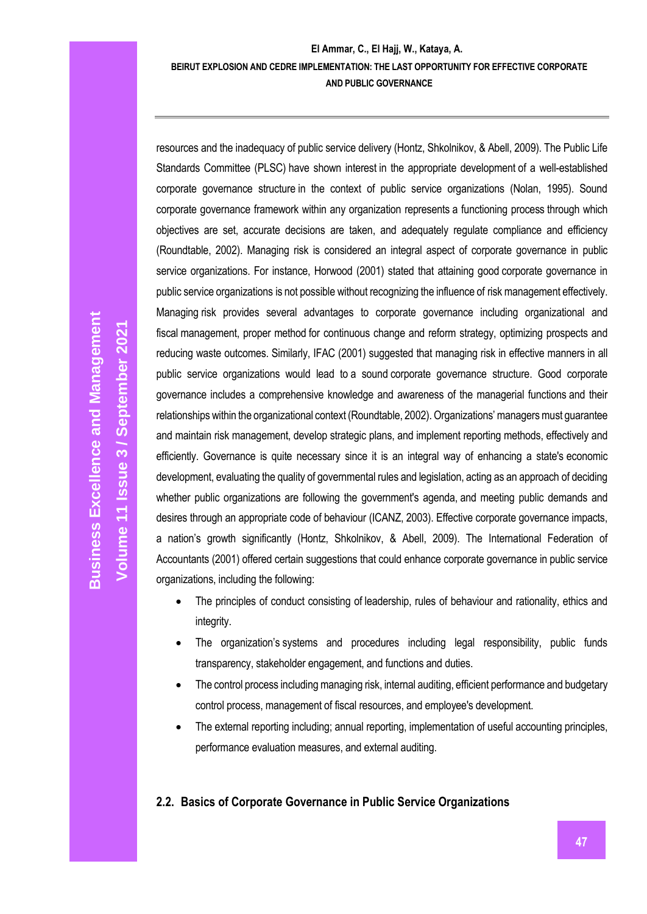resources and the inadequacy of public service delivery (Hontz, Shkolnikov, & Abell, 2009). The Public Life Standards Committee (PLSC) have shown interest in the appropriate development of a well-established corporate governance structure in the context of public service organizations (Nolan, 1995). Sound corporate governance framework within any organization represents a functioning process through which objectives are set, accurate decisions are taken, and adequately regulate compliance and efficiency (Roundtable, 2002). Managing risk is considered an integral aspect of corporate governance in public service organizations. For instance, Horwood (2001) stated that attaining good corporate governance in public service organizations is not possible without recognizing the influence of risk management effectively. Managing risk provides several advantages to corporate governance including organizational and fiscal management, proper method for continuous change and reform strategy, optimizing prospects and reducing waste outcomes. Similarly, IFAC (2001) suggested that managing risk in effective manners in all public service organizations would lead to a sound corporate governance structure. Good corporate governance includes a comprehensive knowledge and awareness of the managerial functions and their relationships within the organizational context (Roundtable, 2002). Organizations' managers must guarantee and maintain risk management, develop strategic plans, and implement reporting methods, effectively and efficiently. Governance is quite necessary since it is an integral way of enhancing a state's economic development, evaluating the quality of governmental rules and legislation, acting as an approach of deciding whether public organizations are following the government's agenda, and meeting public demands and desires through an appropriate code of behaviour (ICANZ, 2003). Effective corporate governance impacts, a nation's growth significantly (Hontz, Shkolnikov, & Abell, 2009). The International Federation of Accountants (2001) offered certain suggestions that could enhance corporate governance in public service organizations, including the following:

- The principles of conduct consisting of leadership, rules of behaviour and rationality, ethics and integrity.
- The organization's systems and procedures including legal responsibility, public funds transparency, stakeholder engagement, and functions and duties.
- The control process including managing risk, internal auditing, efficient performance and budgetary control process, management of fiscal resources, and employee's development.
- The external reporting including; annual reporting, implementation of useful accounting principles, performance evaluation measures, and external auditing.

### 2.2. Basics of Corporate Governance in Public Service Organizations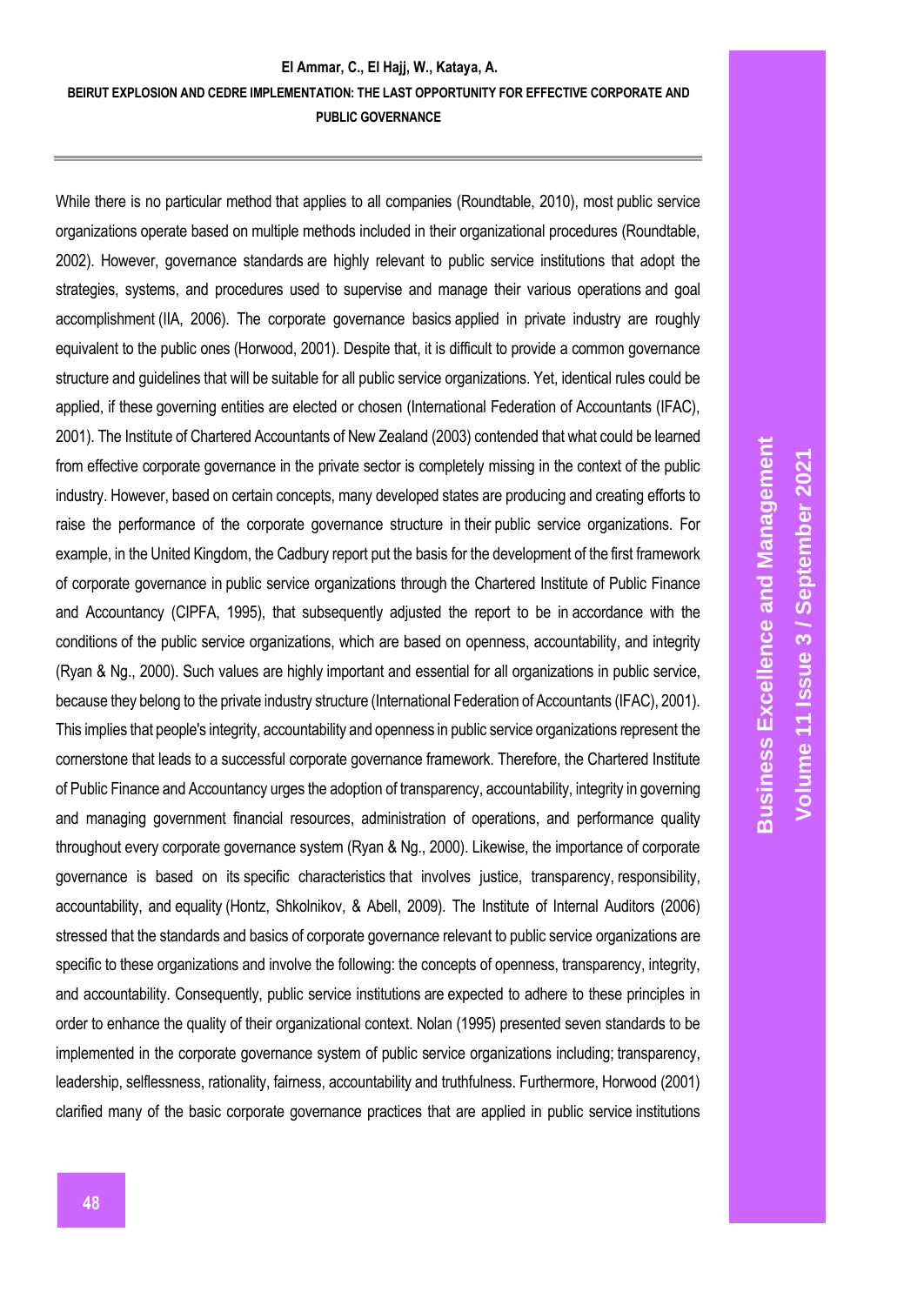While there is no particular method that applies to all companies (Roundtable, 2010), most public service organizations operate based on multiple methods included in their organizational procedures (Roundtable, 2002). However, governance standards are highly relevant to public service institutions that adopt the strategies, systems, and procedures used to supervise and manage their various operations and goal accomplishment (IIA, 2006). The corporate governance basics applied in private industry are roughly equivalent to the public ones (Horwood, 2001). Despite that, it is difficult to provide a common governance structure and guidelines that will be suitable for all public service organizations. Yet, identical rules could be applied, if these governing entities are elected or chosen (International Federation of Accountants (IFAC), 2001). The Institute of Chartered Accountants of New Zealand (2003) contended that what could be learned from effective corporate governance in the private sector is completely missing in the context of the public industry. However, based on certain concepts, many developed states are producing and creating efforts to raise the performance of the corporate governance structure in their public service organizations. For example, in the United Kingdom, the Cadbury report put the basis for the development of the first framework of corporate governance in public service organizations through the Chartered Institute of Public Finance and Accountancy (CIPFA, 1995), that subsequently adjusted the report to be in accordance with the conditions of the public service organizations, which are based on openness, accountability, and integrity (Ryan & Ng., 2000). Such values are highly important and essential for all organizations in public service, because they belong to the private industry structure (International Federation of Accountants (IFAC), 2001). This implies that people's integrity, accountability and openness in public service organizations represent the cornerstone that leads to a successful corporate governance framework. Therefore, the Chartered Institute of Public Finance and Accountancy urges the adoption of transparency, accountability, integrity in governing and managing government financial resources, administration of operations, and performance quality throughout every corporate governance system (Ryan & Ng., 2000). Likewise, the importance of corporate governance is based on its specific characteristics that involves justice, transparency, responsibility, accountability, and equality (Hontz, Shkolnikov, & Abell, 2009). The Institute of Internal Auditors (2006) stressed that the standards and basics of corporate governance relevant to public service organizations are specific to these organizations and involve the following: the concepts of openness, transparency, integrity, and accountability. Consequently, public service institutions are expected to adhere to these principles in order to enhance the quality of their organizational context. Nolan (1995) presented seven standards to be implemented in the corporate governance system of public service organizations including; transparency, leadership, selflessness, rationality, fairness, accountability and truthfulness. Furthermore, Horwood (2001) clarified many of the basic corporate governance practices that are applied in public service institutions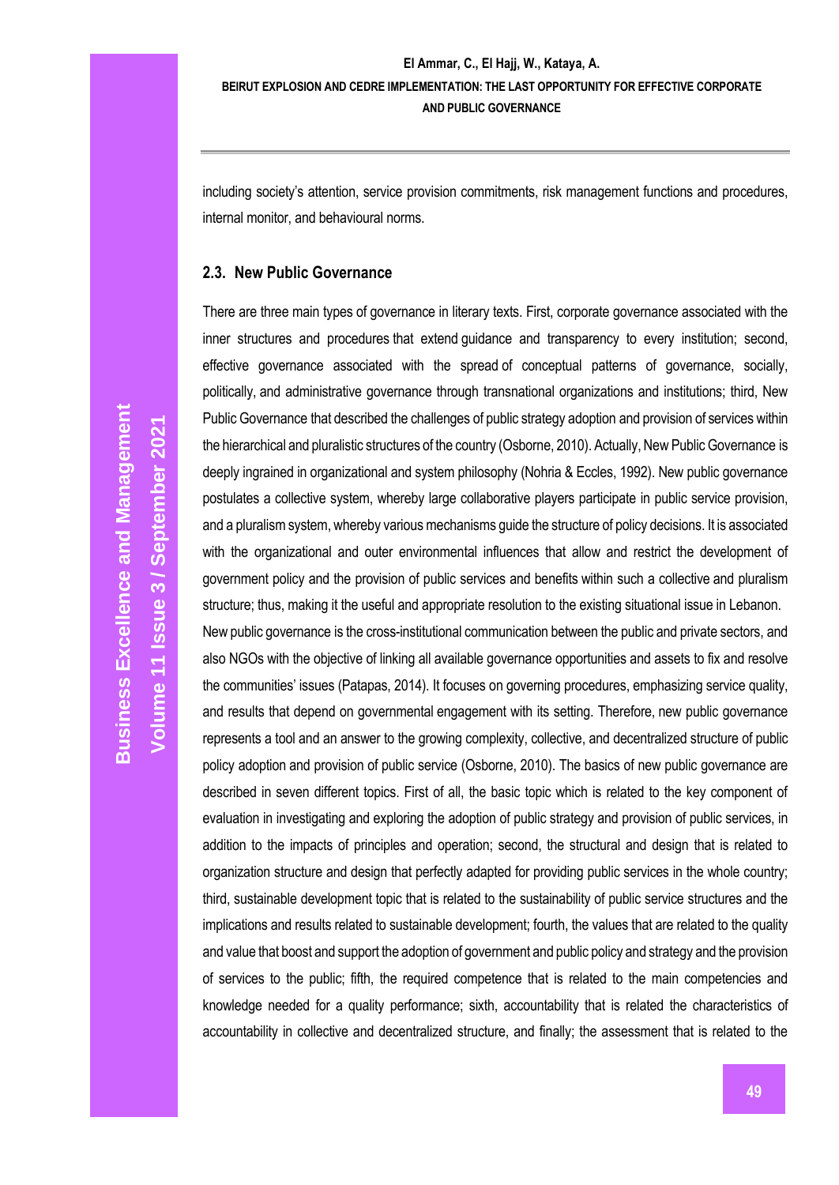including society's attention, service provision commitments, risk management functions and procedures, internal monitor, and behavioural norms.

### 2.3. New Public Governance

There are three main types of governance in literary texts. First, corporate governance associated with the inner structures and procedures that extend guidance and transparency to every institution; second, effective governance associated with the spread of conceptual patterns of governance, socially, politically, and administrative governance through transnational organizations and institutions; third, New Public Governance that described the challenges of public strategy adoption and provision of services within the hierarchical and pluralistic structures of the country (Osborne, 2010). Actually, New Public Governance is deeply ingrained in organizational and system philosophy (Nohria & Eccles, 1992). New public governance postulates a collective system, whereby large collaborative players participate in public service provision, and a pluralism system, whereby various mechanisms guide the structure of policy decisions. It is associated with the organizational and outer environmental influences that allow and restrict the development of government policy and the provision of public services and benefits within such a collective and pluralism structure; thus, making it the useful and appropriate resolution to the existing situational issue in Lebanon.

New public governance is the cross-institutional communication between the public and private sectors, and also NGOs with the objective of linking all available governance opportunities and assets to fix and resolve the communities' issues (Patapas, 2014). It focuses on governing procedures, emphasizing service quality, and results that depend on governmental engagement with its setting. Therefore, new public governance represents a tool and an answer to the growing complexity, collective, and decentralized structure of public policy adoption and provision of public service (Osborne, 2010). The basics of new public governance are described in seven different topics. First of all, the basic topic which is related to the key component of evaluation in investigating and exploring the adoption of public strategy and provision of public services, in addition to the impacts of principles and operation; second, the structural and design that is related to organization structure and design that perfectly adapted for providing public services in the whole country; third, sustainable development topic that is related to the sustainability of public service structures and the implications and results related to sustainable development; fourth, the values that are related to the quality and value that boost and support the adoption of government and public policy and strategy and the provision of services to the public; fifth, the required competence that is related to the main competencies and knowledge needed for a quality performance; sixth, accountability that is related the characteristics of accountability in collective and decentralized structure, and finally; the assessment that is related to the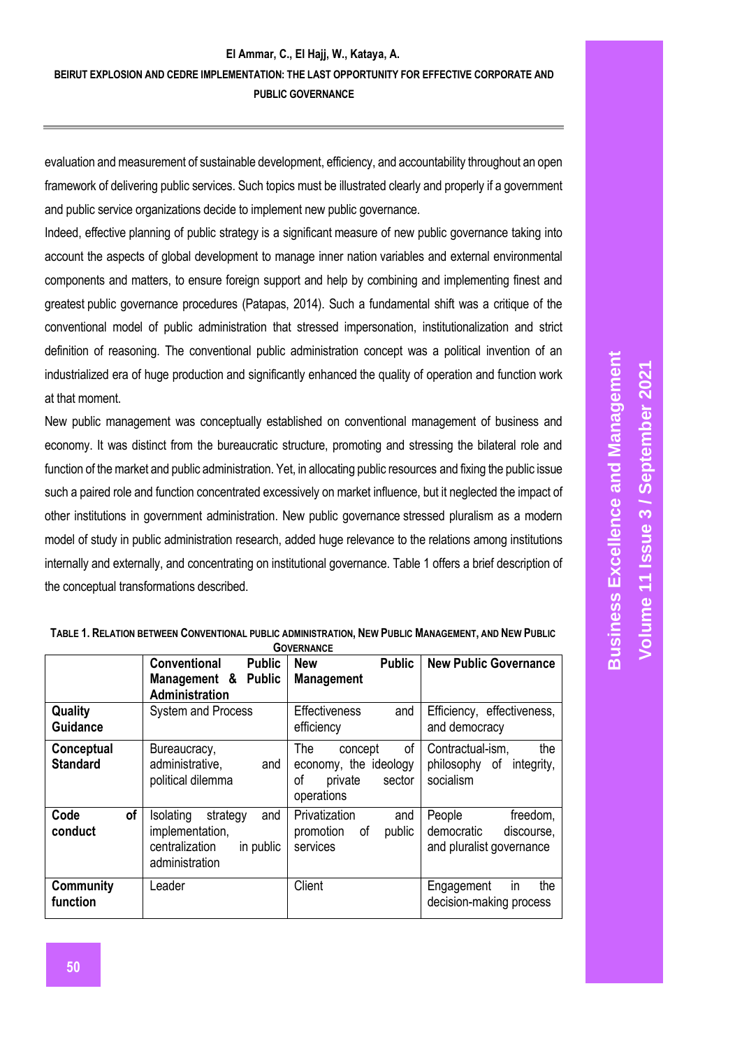evaluation and measurement of sustainable development, efficiency, and accountability throughout an open framework of delivering public services. Such topics must be illustrated clearly and properly if a government and public service organizations decide to implement new public governance.

Indeed, effective planning of public strategy is a significant measure of new public governance taking into account the aspects of global development to manage inner nation variables and external environmental components and matters, to ensure foreign support and help by combining and implementing finest and greatest public governance procedures (Patapas, 2014). Such a fundamental shift was a critique of the conventional model of public administration that stressed impersonation, institutionalization and strict definition of reasoning. The conventional public administration concept was a political invention of an industrialized era of huge production and significantly enhanced the quality of operation and function work at that moment.

New public management was conceptually established on conventional management of business and economy. It was distinct from the bureaucratic structure, promoting and stressing the bilateral role and function of the market and public administration. Yet, in allocating public resources and fixing the public issue such a paired role and function concentrated excessively on market influence, but it neglected the impact of other institutions in government administration. New public governance stressed pluralism as a modern model of study in public administration research, added huge relevance to the relations among institutions internally and externally, and concentrating on institutional governance. Table 1 offers a brief description of the conceptual transformations described.

**Table 1. Relation between Conventional public administration, New Public Management, and New Public Governance**

| | **Conventional Public Management & Public Administration** | **New Public Management** | **New Public Governance** |
|---|---|---|---|
| **Quality Guidance** | System and Process | Effectiveness and efficiency | Efficiency, effectiveness, and democracy |
| **Conceptual Standard** | Bureaucracy, administrative, and political dilemma | The concept of economy, the ideology of private sector operations | Contractual-ism, the philosophy of integrity, socialism |
| **Code of conduct** | Isolating strategy and implementation, centralization in public administration | Privatization and promotion of public services | People freedom, democratic discourse, and pluralist governance |
| **Community function** | Leader | Client | Engagement in the decision-making process |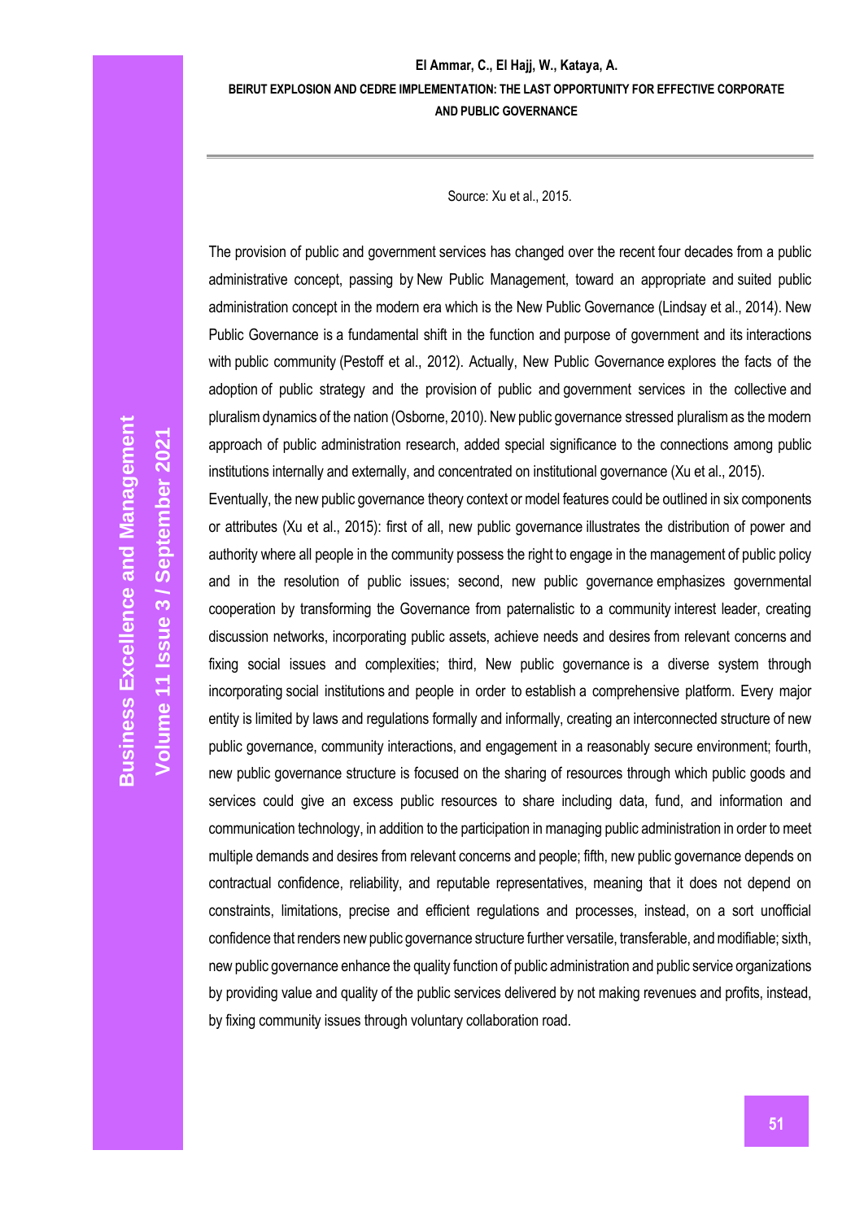Source: Xu et al., 2015.

The provision of public and government services has changed over the recent four decades from a public administrative concept, passing by New Public Management, toward an appropriate and suited public administration concept in the modern era which is the New Public Governance (Lindsay et al., 2014). New Public Governance is a fundamental shift in the function and purpose of government and its interactions with public community (Pestoff et al., 2012). Actually, New Public Governance explores the facts of the adoption of public strategy and the provision of public and government services in the collective and pluralism dynamics of the nation (Osborne, 2010). New public governance stressed pluralism as the modern approach of public administration research, added special significance to the connections among public institutions internally and externally, and concentrated on institutional governance (Xu et al., 2015).

Eventually, the new public governance theory context or model features could be outlined in six components or attributes (Xu et al., 2015): first of all, new public governance illustrates the distribution of power and authority where all people in the community possess the right to engage in the management of public policy and in the resolution of public issues; second, new public governance emphasizes governmental cooperation by transforming the Governance from paternalistic to a community interest leader, creating discussion networks, incorporating public assets, achieve needs and desires from relevant concerns and fixing social issues and complexities; third, New public governance is a diverse system through incorporating social institutions and people in order to establish a comprehensive platform. Every major entity is limited by laws and regulations formally and informally, creating an interconnected structure of new public governance, community interactions, and engagement in a reasonably secure environment; fourth, new public governance structure is focused on the sharing of resources through which public goods and services could give an excess public resources to share including data, fund, and information and communication technology, in addition to the participation in managing public administration in order to meet multiple demands and desires from relevant concerns and people; fifth, new public governance depends on contractual confidence, reliability, and reputable representatives, meaning that it does not depend on constraints, limitations, precise and efficient regulations and processes, instead, on a sort unofficial confidence that renders new public governance structure further versatile, transferable, and modifiable; sixth, new public governance enhance the quality function of public administration and public service organizations by providing value and quality of the public services delivered by not making revenues and profits, instead, by fixing community issues through voluntary collaboration road.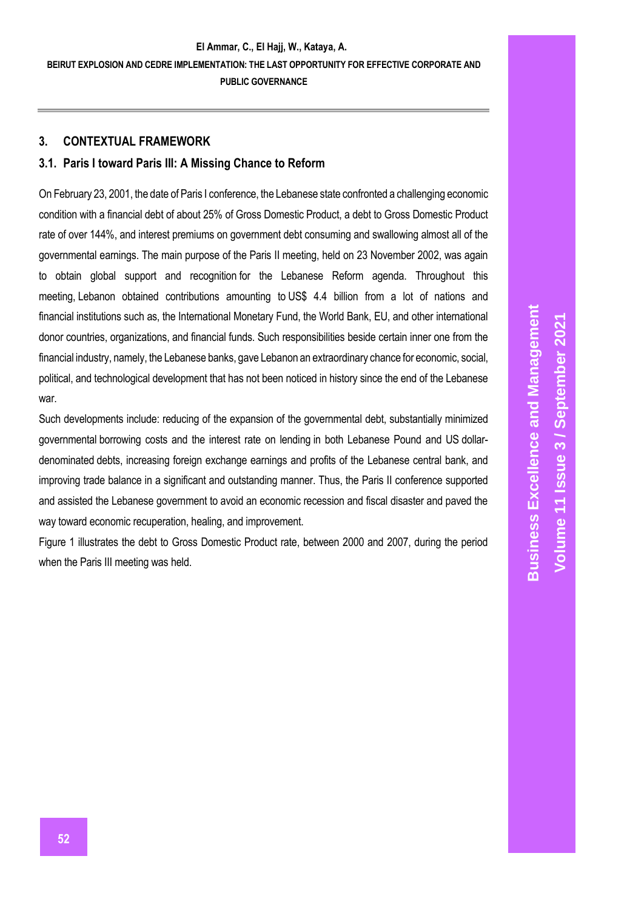## 3. CONTEXTUAL FRAMEWORK

### 3.1. Paris I toward Paris III: A Missing Chance to Reform

On February 23, 2001, the date of Paris I conference, the Lebanese state confronted a challenging economic condition with a financial debt of about 25% of Gross Domestic Product, a debt to Gross Domestic Product rate of over 144%, and interest premiums on government debt consuming and swallowing almost all of the governmental earnings. The main purpose of the Paris II meeting, held on 23 November 2002, was again to obtain global support and recognition for the Lebanese Reform agenda. Throughout this meeting, Lebanon obtained contributions amounting to US$ 4.4 billion from a lot of nations and financial institutions such as, the International Monetary Fund, the World Bank, EU, and other international donor countries, organizations, and financial funds. Such responsibilities beside certain inner one from the financial industry, namely, the Lebanese banks, gave Lebanon an extraordinary chance for economic, social, political, and technological development that has not been noticed in history since the end of the Lebanese war.

Such developments include: reducing of the expansion of the governmental debt, substantially minimized governmental borrowing costs and the interest rate on lending in both Lebanese Pound and US dollar-denominated debts, increasing foreign exchange earnings and profits of the Lebanese central bank, and improving trade balance in a significant and outstanding manner. Thus, the Paris II conference supported and assisted the Lebanese government to avoid an economic recession and fiscal disaster and paved the way toward economic recuperation, healing, and improvement.

Figure 1 illustrates the debt to Gross Domestic Product rate, between 2000 and 2007, during the period when the Paris III meeting was held.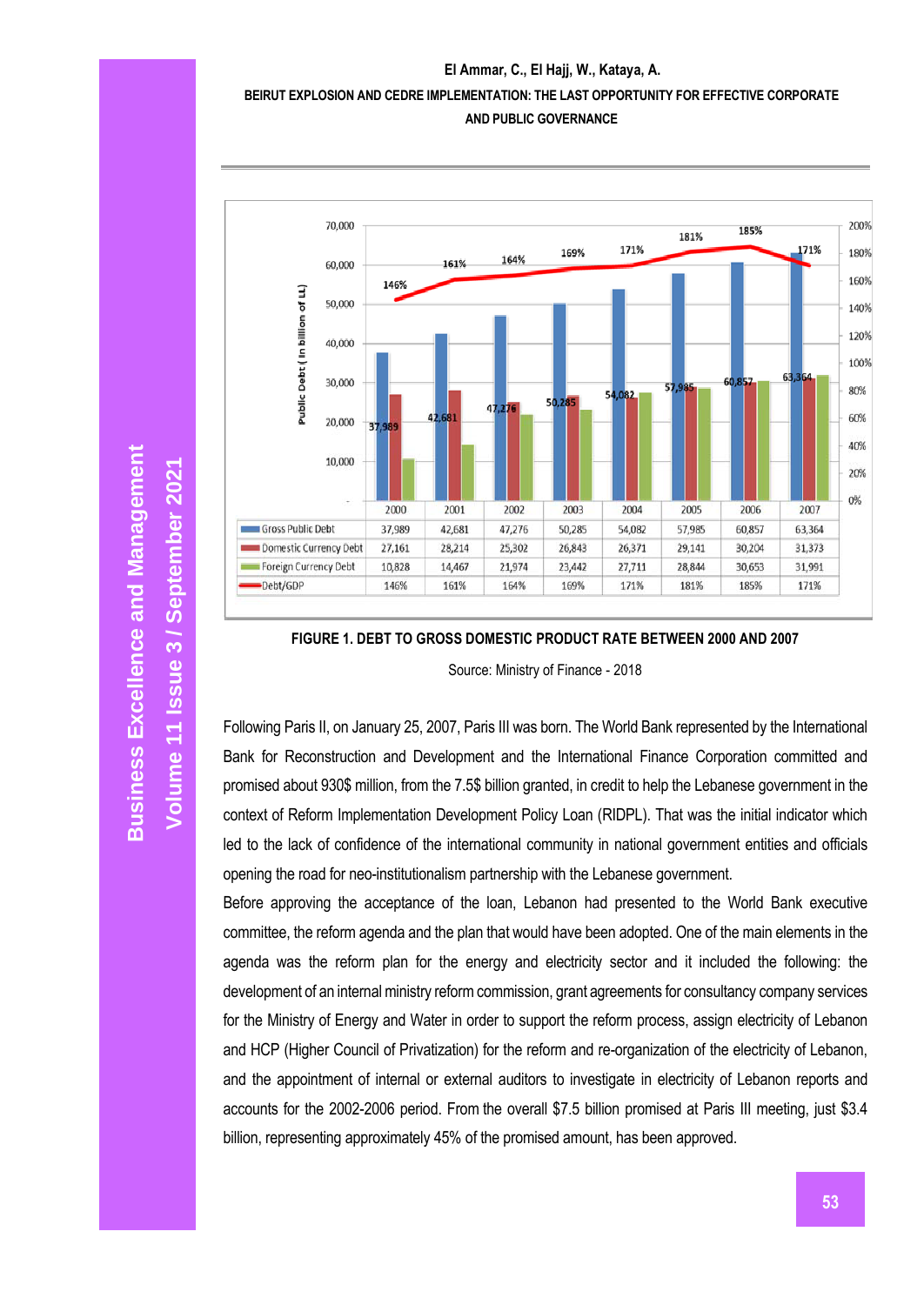| | 2000 | 2001 | 2002 | 2003 | 2004 | 2005 | 2006 | 2007 |
|---|---|---|---|---|---|---|---|---|
| Gross Public Debt | 37,989 | 42,681 | 47,276 | 50,285 | 54,082 | 57,985 | 60,857 | 63,364 |
| Domestic Currency Debt | 27,161 | 28,214 | 25,302 | 26,843 | 26,371 | 29,141 | 30,204 | 31,373 |
| Foreign Currency Debt | 10,828 | 14,467 | 21,974 | 23,442 | 27,711 | 28,844 | 30,653 | 31,991 |
| Debt/GDP | 146% | 161% | 164% | 169% | 171% | 181% | 185% | 171% |

**FIGURE 1. DEBT TO GROSS DOMESTIC PRODUCT RATE BETWEEN 2000 AND 2007**

Source: Ministry of Finance - 2018

Following Paris II, on January 25, 2007, Paris III was born. The World Bank represented by the International Bank for Reconstruction and Development and the International Finance Corporation committed and promised about 930$ million, from the 7.5$ billion granted, in credit to help the Lebanese government in the context of Reform Implementation Development Policy Loan (RIDPL). That was the initial indicator which led to the lack of confidence of the international community in national government entities and officials opening the road for neo-institutionalism partnership with the Lebanese government.

Before approving the acceptance of the loan, Lebanon had presented to the World Bank executive committee, the reform agenda and the plan that would have been adopted. One of the main elements in the agenda was the reform plan for the energy and electricity sector and it included the following: the development of an internal ministry reform commission, grant agreements for consultancy company services for the Ministry of Energy and Water in order to support the reform process, assign electricity of Lebanon and HCP (Higher Council of Privatization) for the reform and re-organization of the electricity of Lebanon, and the appointment of internal or external auditors to investigate in electricity of Lebanon reports and accounts for the 2002-2006 period. From the overall $7.5 billion promised at Paris III meeting, just $3.4 billion, representing approximately 45% of the promised amount, has been approved.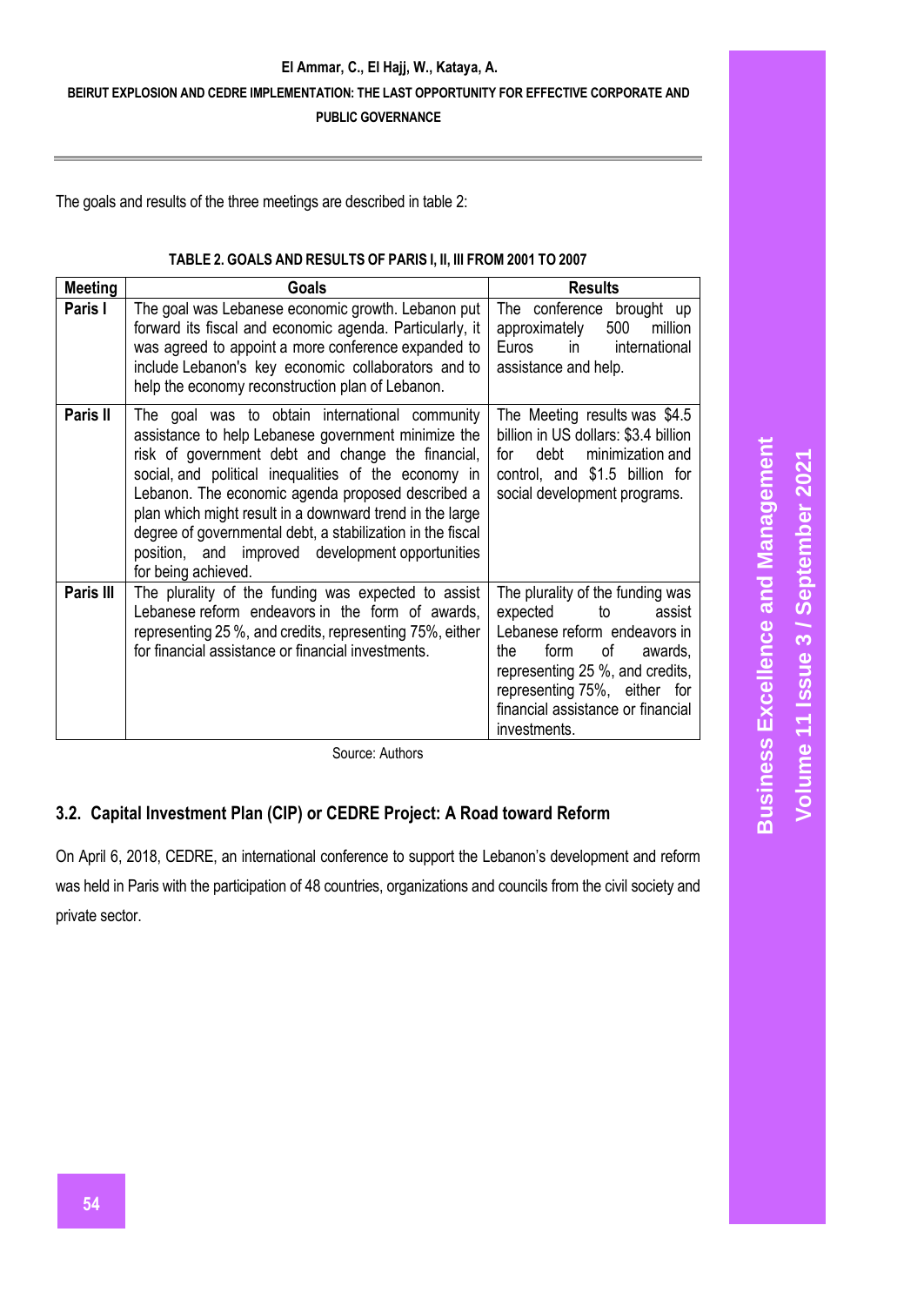The goals and results of the three meetings are described in table 2:

**TABLE 2. GOALS AND RESULTS OF PARIS I, II, III FROM 2001 TO 2007**

| Meeting | Goals | Results |
|---|---|---|
| **Paris I** | The goal was Lebanese economic growth. Lebanon put forward its fiscal and economic agenda. Particularly, it was agreed to appoint a more conference expanded to include Lebanon's key economic collaborators and to help the economy reconstruction plan of Lebanon. | The conference brought up approximately 500 million Euros in international assistance and help. |
| **Paris II** | The goal was to obtain international community assistance to help Lebanese government minimize the risk of government debt and change the financial, social, and political inequalities of the economy in Lebanon. The economic agenda proposed described a plan which might result in a downward trend in the large degree of governmental debt, a stabilization in the fiscal position, and improved development opportunities for being achieved. | The Meeting results was $4.5 billion in US dollars: $3.4 billion for debt minimization and control, and $1.5 billion for social development programs. |
| **Paris III** | The plurality of the funding was expected to assist Lebanese reform endeavors in the form of awards, representing 25 %, and credits, representing 75%, either for financial assistance or financial investments. | The plurality of the funding was expected to assist Lebanese reform endeavors in the form of awards, representing 25 %, and credits, representing 75%, either for financial assistance or financial investments. |

Source: Authors

### 3.2. Capital Investment Plan (CIP) or CEDRE Project: A Road toward Reform

On April 6, 2018, CEDRE, an international conference to support the Lebanon's development and reform was held in Paris with the participation of 48 countries, organizations and councils from the civil society and private sector.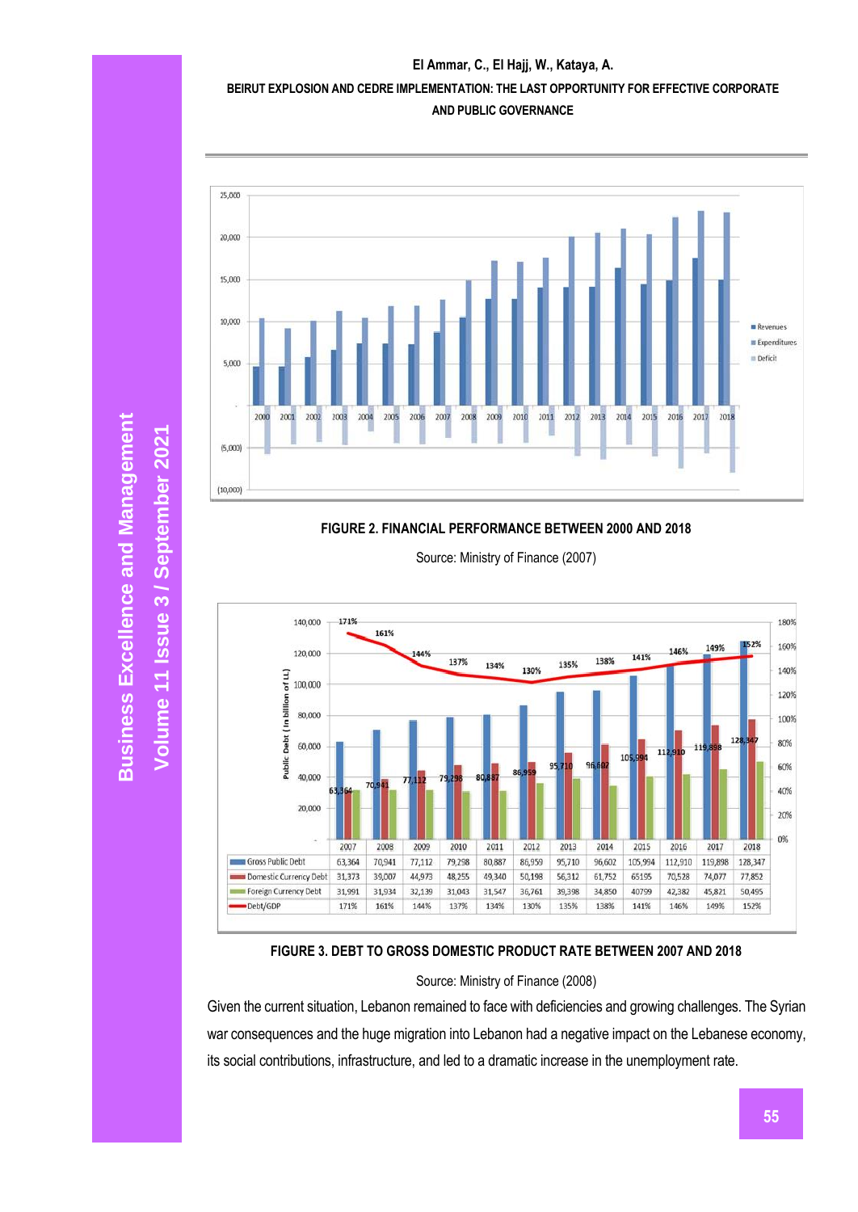FIGURE 2. FINANCIAL PERFORMANCE BETWEEN 2000 AND 2018

Source: Ministry of Finance (2007)

| | 2007 | 2008 | 2009 | 2010 | 2011 | 2012 | 2013 | 2014 | 2015 | 2016 | 2017 | 2018 |
|---|---|---|---|---|---|---|---|---|---|---|---|---|
| Gross Public Debt | 63,364 | 70,941 | 77,112 | 79,298 | 80,887 | 86,959 | 95,710 | 96,602 | 105,994 | 112,910 | 119,898 | 128,347 |
| Domestic Currency Debt | 31,373 | 39,007 | 44,973 | 48,255 | 49,340 | 50,198 | 56,312 | 61,752 | 65195 | 70,528 | 74,077 | 77,852 |
| Foreign Currency Debt | 31,991 | 31,934 | 32,139 | 31,043 | 31,547 | 36,761 | 39,398 | 34,850 | 40799 | 42,382 | 45,821 | 50,495 |
| Debt/GDP | 171% | 161% | 144% | 137% | 134% | 130% | 135% | 138% | 141% | 146% | 149% | 152% |

FIGURE 3. DEBT TO GROSS DOMESTIC PRODUCT RATE BETWEEN 2007 AND 2018

Source: Ministry of Finance (2008)

Given the current situation, Lebanon remained to face with deficiencies and growing challenges. The Syrian war consequences and the huge migration into Lebanon had a negative impact on the Lebanese economy, its social contributions, infrastructure, and led to a dramatic increase in the unemployment rate.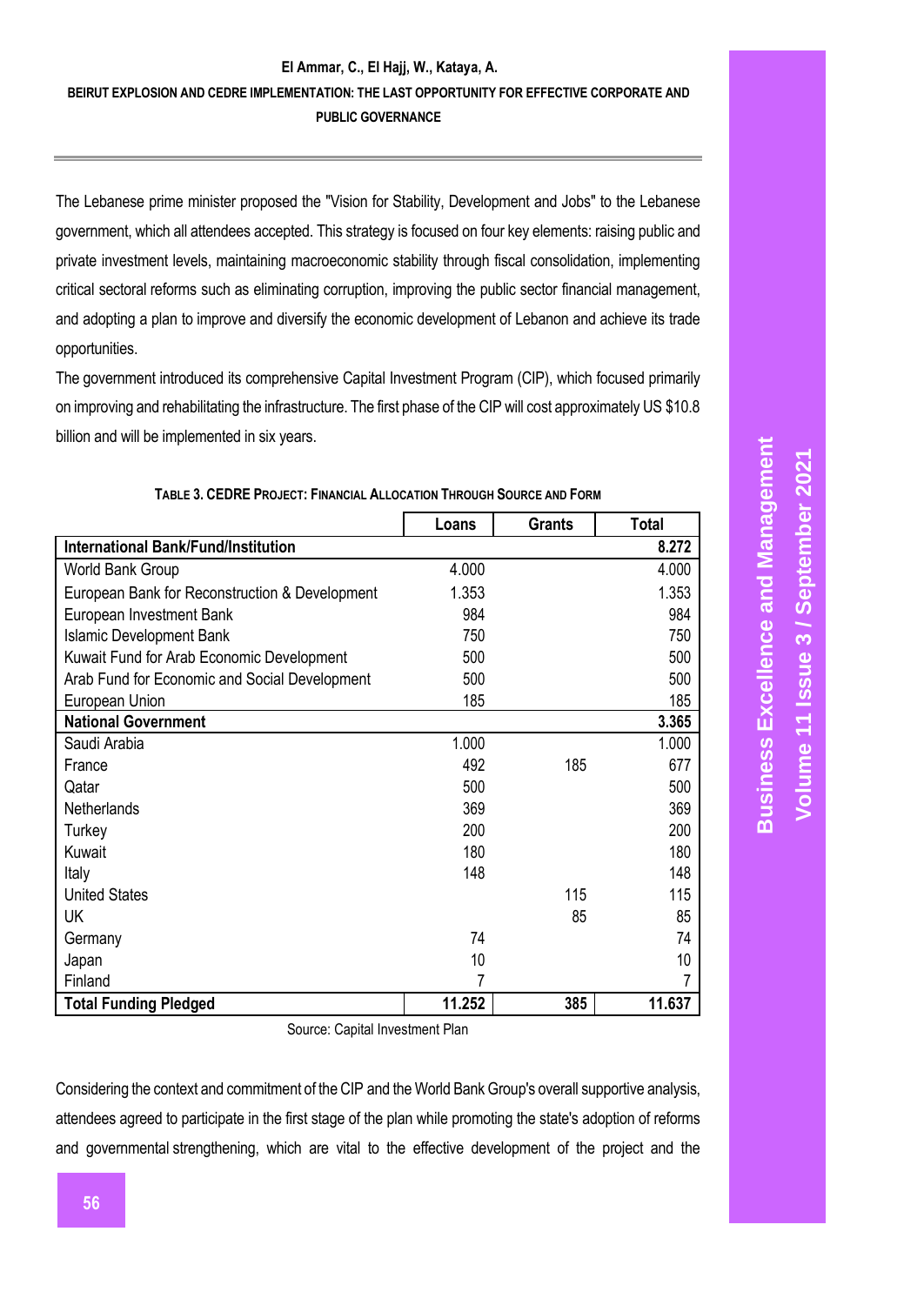The Lebanese prime minister proposed the "Vision for Stability, Development and Jobs" to the Lebanese government, which all attendees accepted. This strategy is focused on four key elements: raising public and private investment levels, maintaining macroeconomic stability through fiscal consolidation, implementing critical sectoral reforms such as eliminating corruption, improving the public sector financial management, and adopting a plan to improve and diversify the economic development of Lebanon and achieve its trade opportunities.

The government introduced its comprehensive Capital Investment Program (CIP), which focused primarily on improving and rehabilitating the infrastructure. The first phase of the CIP will cost approximately US $10.8 billion and will be implemented in six years.

**TABLE 3. CEDRE PROJECT: FINANCIAL ALLOCATION THROUGH SOURCE AND FORM**

| | Loans | Grants | Total |
|---|---|---|---|
| **International Bank/Fund/Institution** | | | **8.272** |
| World Bank Group | 4.000 | | 4.000 |
| European Bank for Reconstruction & Development | 1.353 | | 1.353 |
| European Investment Bank | 984 | | 984 |
| Islamic Development Bank | 750 | | 750 |
| Kuwait Fund for Arab Economic Development | 500 | | 500 |
| Arab Fund for Economic and Social Development | 500 | | 500 |
| European Union | 185 | | 185 |
| **National Government** | | | **3.365** |
| Saudi Arabia | 1.000 | | 1.000 |
| France | 492 | 185 | 677 |
| Qatar | 500 | | 500 |
| Netherlands | 369 | | 369 |
| Turkey | 200 | | 200 |
| Kuwait | 180 | | 180 |
| Italy | 148 | | 148 |
| United States | | 115 | 115 |
| UK | | 85 | 85 |
| Germany | 74 | | 74 |
| Japan | 10 | | 10 |
| Finland | 7 | | 7 |
| **Total Funding Pledged** | **11.252** | **385** | **11.637** |

Source: Capital Investment Plan

Considering the context and commitment of the CIP and the World Bank Group's overall supportive analysis, attendees agreed to participate in the first stage of the plan while promoting the state's adoption of reforms and governmental strengthening, which are vital to the effective development of the project and the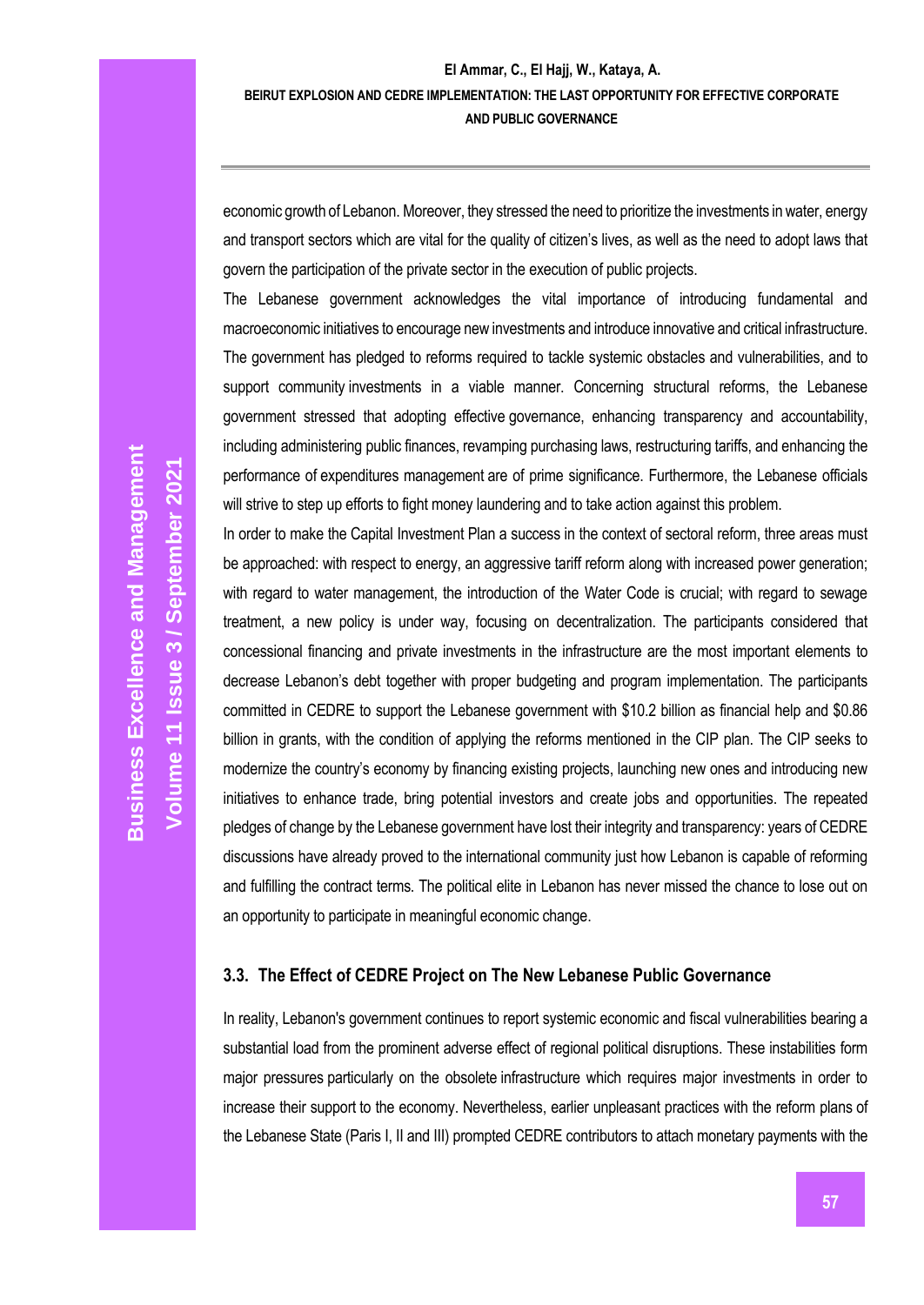economic growth of Lebanon. Moreover, they stressed the need to prioritize the investments in water, energy and transport sectors which are vital for the quality of citizen's lives, as well as the need to adopt laws that govern the participation of the private sector in the execution of public projects.

The Lebanese government acknowledges the vital importance of introducing fundamental and macroeconomic initiatives to encourage new investments and introduce innovative and critical infrastructure. The government has pledged to reforms required to tackle systemic obstacles and vulnerabilities, and to support community investments in a viable manner. Concerning structural reforms, the Lebanese government stressed that adopting effective governance, enhancing transparency and accountability, including administering public finances, revamping purchasing laws, restructuring tariffs, and enhancing the performance of expenditures management are of prime significance. Furthermore, the Lebanese officials will strive to step up efforts to fight money laundering and to take action against this problem.

In order to make the Capital Investment Plan a success in the context of sectoral reform, three areas must be approached: with respect to energy, an aggressive tariff reform along with increased power generation; with regard to water management, the introduction of the Water Code is crucial; with regard to sewage treatment, a new policy is under way, focusing on decentralization. The participants considered that concessional financing and private investments in the infrastructure are the most important elements to decrease Lebanon's debt together with proper budgeting and program implementation. The participants committed in CEDRE to support the Lebanese government with $10.2 billion as financial help and $0.86 billion in grants, with the condition of applying the reforms mentioned in the CIP plan. The CIP seeks to modernize the country's economy by financing existing projects, launching new ones and introducing new initiatives to enhance trade, bring potential investors and create jobs and opportunities. The repeated pledges of change by the Lebanese government have lost their integrity and transparency: years of CEDRE discussions have already proved to the international community just how Lebanon is capable of reforming and fulfilling the contract terms. The political elite in Lebanon has never missed the chance to lose out on an opportunity to participate in meaningful economic change.

### 3.3. The Effect of CEDRE Project on The New Lebanese Public Governance

In reality, Lebanon's government continues to report systemic economic and fiscal vulnerabilities bearing a substantial load from the prominent adverse effect of regional political disruptions. These instabilities form major pressures particularly on the obsolete infrastructure which requires major investments in order to increase their support to the economy. Nevertheless, earlier unpleasant practices with the reform plans of the Lebanese State (Paris I, II and III) prompted CEDRE contributors to attach monetary payments with the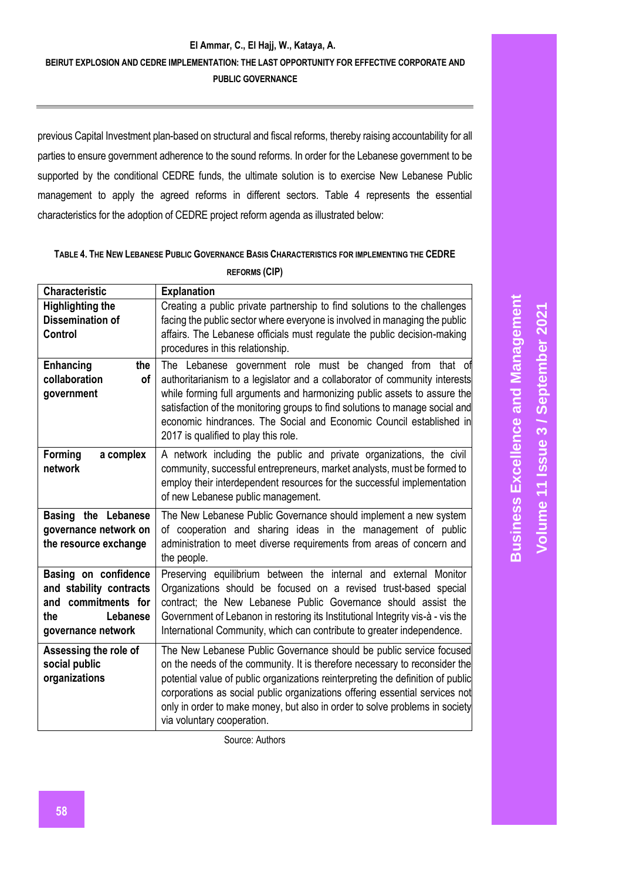previous Capital Investment plan-based on structural and fiscal reforms, thereby raising accountability for all parties to ensure government adherence to the sound reforms. In order for the Lebanese government to be supported by the conditional CEDRE funds, the ultimate solution is to exercise New Lebanese Public management to apply the agreed reforms in different sectors. Table 4 represents the essential characteristics for the adoption of CEDRE project reform agenda as illustrated below:

**TABLE 4. THE NEW LEBANESE PUBLIC GOVERNANCE BASIS CHARACTERISTICS FOR IMPLEMENTING THE CEDRE REFORMS (CIP)**

| Characteristic | Explanation |
|---|---|
| **Highlighting the Dissemination of Control** | Creating a public private partnership to find solutions to the challenges facing the public sector where everyone is involved in managing the public affairs. The Lebanese officials must regulate the public decision-making procedures in this relationship. |
| **Enhancing the collaboration of government** | The Lebanese government role must be changed from that of authoritarianism to a legislator and a collaborator of community interests while forming full arguments and harmonizing public assets to assure the satisfaction of the monitoring groups to find solutions to manage social and economic hindrances. The Social and Economic Council established in 2017 is qualified to play this role. |
| **Forming a complex network** | A network including the public and private organizations, the civil community, successful entrepreneurs, market analysts, must be formed to employ their interdependent resources for the successful implementation of new Lebanese public management. |
| **Basing the Lebanese governance network on the resource exchange** | The New Lebanese Public Governance should implement a new system of cooperation and sharing ideas in the management of public administration to meet diverse requirements from areas of concern and the people. |
| **Basing on confidence and stability contracts and commitments for the Lebanese governance network** | Preserving equilibrium between the internal and external Monitor Organizations should be focused on a revised trust-based special contract; the New Lebanese Public Governance should assist the Government of Lebanon in restoring its Institutional Integrity vis-à - vis the International Community, which can contribute to greater independence. |
| **Assessing the role of social public organizations** | The New Lebanese Public Governance should be public service focused on the needs of the community. It is therefore necessary to reconsider the potential value of public organizations reinterpreting the definition of public corporations as social public organizations offering essential services not only in order to make money, but also in order to solve problems in society via voluntary cooperation. |

Source: Authors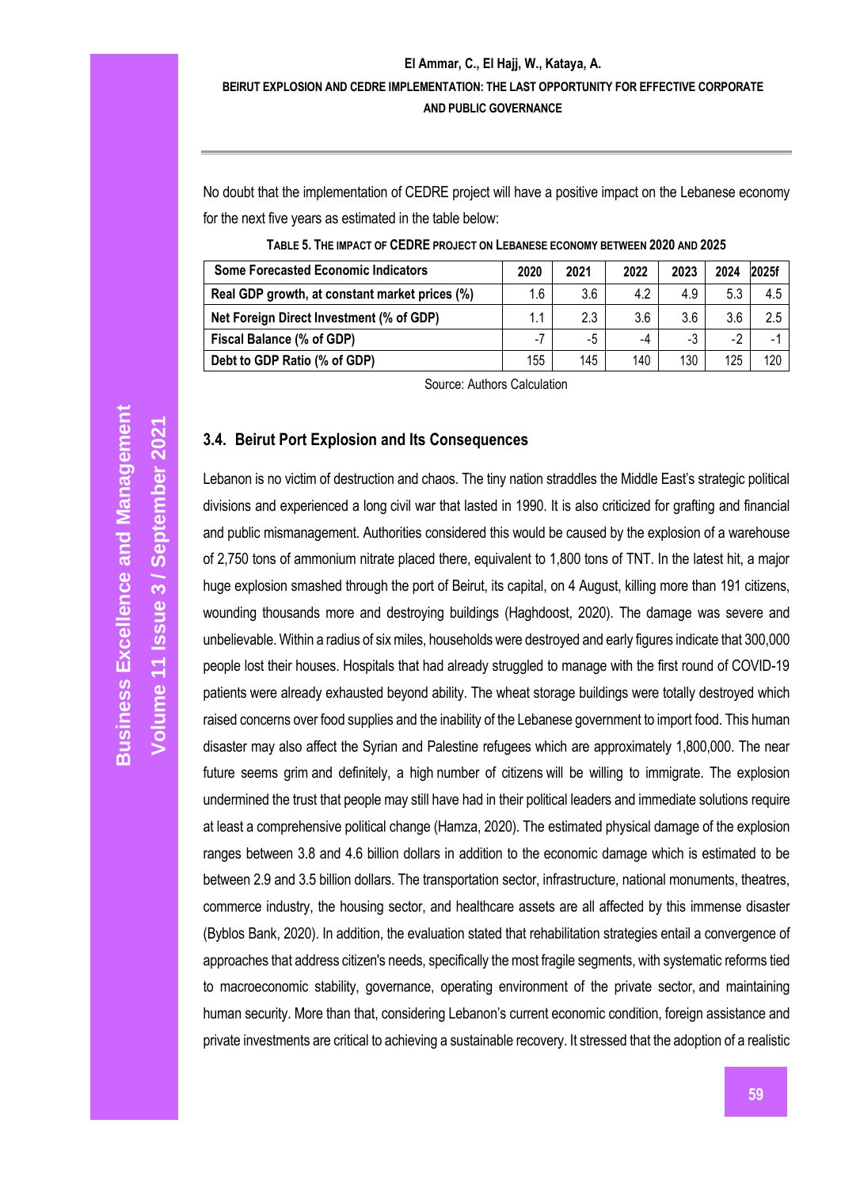No doubt that the implementation of CEDRE project will have a positive impact on the Lebanese economy for the next five years as estimated in the table below:

**TABLE 5. THE IMPACT OF CEDRE PROJECT ON LEBANESE ECONOMY BETWEEN 2020 AND 2025**

| Some Forecasted Economic Indicators | 2020 | 2021 | 2022 | 2023 | 2024 | 2025f |
|---|---|---|---|---|---|---|
| Real GDP growth, at constant market prices (%) | 1.6 | 3.6 | 4.2 | 4.9 | 5.3 | 4.5 |
| Net Foreign Direct Investment (% of GDP) | 1.1 | 2.3 | 3.6 | 3.6 | 3.6 | 2.5 |
| Fiscal Balance (% of GDP) | -7 | -5 | -4 | -3 | -2 | -1 |
| Debt to GDP Ratio (% of GDP) | 155 | 145 | 140 | 130 | 125 | 120 |

Source: Authors Calculation

### 3.4. Beirut Port Explosion and Its Consequences

Lebanon is no victim of destruction and chaos. The tiny nation straddles the Middle East's strategic political divisions and experienced a long civil war that lasted in 1990. It is also criticized for grafting and financial and public mismanagement. Authorities considered this would be caused by the explosion of a warehouse of 2,750 tons of ammonium nitrate placed there, equivalent to 1,800 tons of TNT. In the latest hit, a major huge explosion smashed through the port of Beirut, its capital, on 4 August, killing more than 191 citizens, wounding thousands more and destroying buildings (Haghdoost, 2020). The damage was severe and unbelievable. Within a radius of six miles, households were destroyed and early figures indicate that 300,000 people lost their houses. Hospitals that had already struggled to manage with the first round of COVID-19 patients were already exhausted beyond ability. The wheat storage buildings were totally destroyed which raised concerns over food supplies and the inability of the Lebanese government to import food. This human disaster may also affect the Syrian and Palestine refugees which are approximately 1,800,000. The near future seems grim and definitely, a high number of citizens will be willing to immigrate. The explosion undermined the trust that people may still have had in their political leaders and immediate solutions require at least a comprehensive political change (Hamza, 2020). The estimated physical damage of the explosion ranges between 3.8 and 4.6 billion dollars in addition to the economic damage which is estimated to be between 2.9 and 3.5 billion dollars. The transportation sector, infrastructure, national monuments, theatres, commerce industry, the housing sector, and healthcare assets are all affected by this immense disaster (Byblos Bank, 2020). In addition, the evaluation stated that rehabilitation strategies entail a convergence of approaches that address citizen's needs, specifically the most fragile segments, with systematic reforms tied to macroeconomic stability, governance, operating environment of the private sector, and maintaining human security. More than that, considering Lebanon's current economic condition, foreign assistance and private investments are critical to achieving a sustainable recovery. It stressed that the adoption of a realistic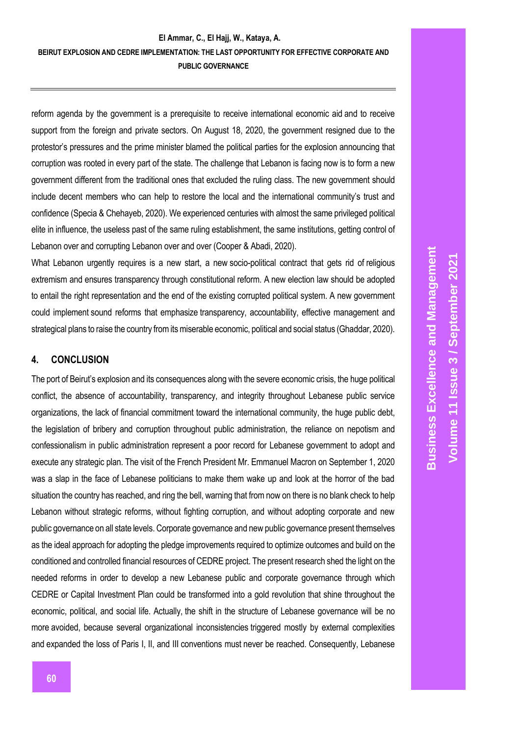reform agenda by the government is a prerequisite to receive international economic aid and to receive support from the foreign and private sectors. On August 18, 2020, the government resigned due to the protestor's pressures and the prime minister blamed the political parties for the explosion announcing that corruption was rooted in every part of the state. The challenge that Lebanon is facing now is to form a new government different from the traditional ones that excluded the ruling class. The new government should include decent members who can help to restore the local and the international community's trust and confidence (Specia & Chehayeb, 2020). We experienced centuries with almost the same privileged political elite in influence, the useless past of the same ruling establishment, the same institutions, getting control of Lebanon over and corrupting Lebanon over and over (Cooper & Abadi, 2020).

What Lebanon urgently requires is a new start, a new socio-political contract that gets rid of religious extremism and ensures transparency through constitutional reform. A new election law should be adopted to entail the right representation and the end of the existing corrupted political system. A new government could implement sound reforms that emphasize transparency, accountability, effective management and strategical plans to raise the country from its miserable economic, political and social status (Ghaddar, 2020).

## 4. CONCLUSION

The port of Beirut's explosion and its consequences along with the severe economic crisis, the huge political conflict, the absence of accountability, transparency, and integrity throughout Lebanese public service organizations, the lack of financial commitment toward the international community, the huge public debt, the legislation of bribery and corruption throughout public administration, the reliance on nepotism and confessionalism in public administration represent a poor record for Lebanese government to adopt and execute any strategic plan. The visit of the French President Mr. Emmanuel Macron on September 1, 2020 was a slap in the face of Lebanese politicians to make them wake up and look at the horror of the bad situation the country has reached, and ring the bell, warning that from now on there is no blank check to help Lebanon without strategic reforms, without fighting corruption, and without adopting corporate and new public governance on all state levels. Corporate governance and new public governance present themselves as the ideal approach for adopting the pledge improvements required to optimize outcomes and build on the conditioned and controlled financial resources of CEDRE project. The present research shed the light on the needed reforms in order to develop a new Lebanese public and corporate governance through which CEDRE or Capital Investment Plan could be transformed into a gold revolution that shine throughout the economic, political, and social life. Actually, the shift in the structure of Lebanese governance will be no more avoided, because several organizational inconsistencies triggered mostly by external complexities and expanded the loss of Paris I, II, and III conventions must never be reached. Consequently, Lebanese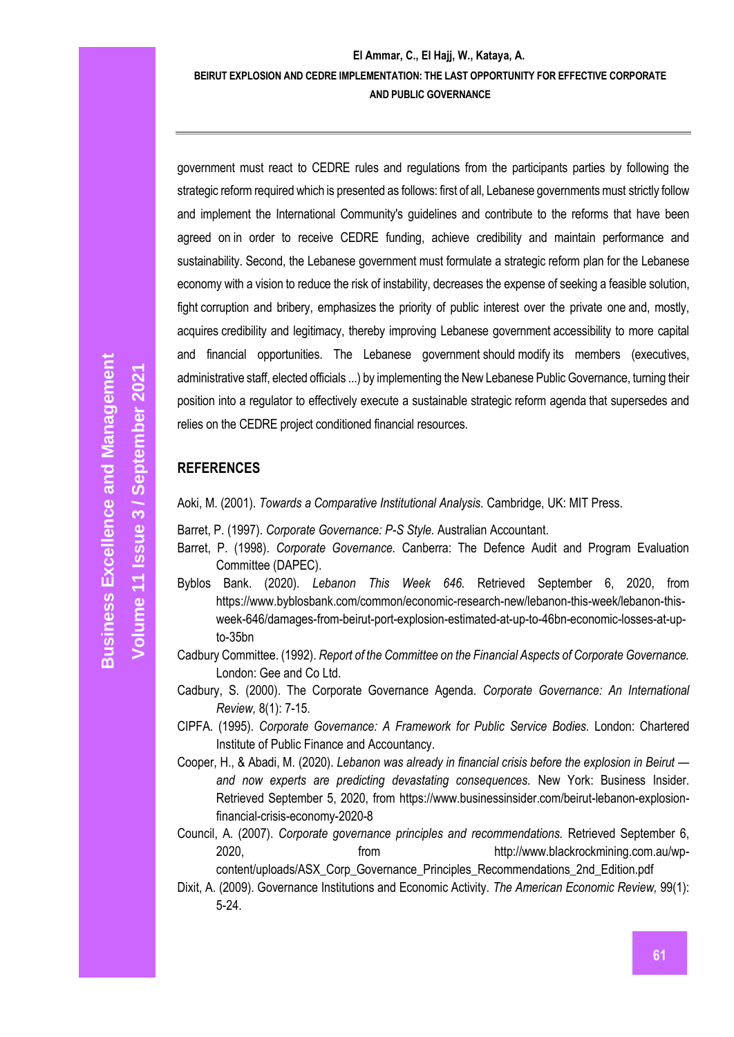government must react to CEDRE rules and regulations from the participants parties by following the strategic reform required which is presented as follows: first of all, Lebanese governments must strictly follow and implement the International Community's guidelines and contribute to the reforms that have been agreed on in order to receive CEDRE funding, achieve credibility and maintain performance and sustainability. Second, the Lebanese government must formulate a strategic reform plan for the Lebanese economy with a vision to reduce the risk of instability, decreases the expense of seeking a feasible solution, fight corruption and bribery, emphasizes the priority of public interest over the private one and, mostly, acquires credibility and legitimacy, thereby improving Lebanese government accessibility to more capital and financial opportunities. The Lebanese government should modify its members (executives, administrative staff, elected officials ...) by implementing the New Lebanese Public Governance, turning their position into a regulator to effectively execute a sustainable strategic reform agenda that supersedes and relies on the CEDRE project conditioned financial resources.

## REFERENCES

Aoki, M. (2001). *Towards a Comparative Institutional Analysis.* Cambridge, UK: MIT Press.

Barret, P. (1997). *Corporate Governance: P-S Style.* Australian Accountant.

Barret, P. (1998). *Corporate Governance.* Canberra: The Defence Audit and Program Evaluation Committee (DAPEC).

Byblos Bank. (2020). *Lebanon This Week 646.* Retrieved September 6, 2020, from https://www.byblosbank.com/common/economic-research-new/lebanon-this-week/lebanon-this-week-646/damages-from-beirut-port-explosion-estimated-at-up-to-46bn-economic-losses-at-up-to-35bn

Cadbury Committee. (1992). *Report of the Committee on the Financial Aspects of Corporate Governance.* London: Gee and Co Ltd.

Cadbury, S. (2000). The Corporate Governance Agenda. *Corporate Governance: An International Review,* 8(1): 7-15.

CIPFA. (1995). *Corporate Governance: A Framework for Public Service Bodies.* London: Chartered Institute of Public Finance and Accountancy.

Cooper, H., & Abadi, M. (2020). *Lebanon was already in financial crisis before the explosion in Beirut — and now experts are predicting devastating consequences.* New York: Business Insider. Retrieved September 5, 2020, from https://www.businessinsider.com/beirut-lebanon-explosion-financial-crisis-economy-2020-8

Council, A. (2007). *Corporate governance principles and recommendations.* Retrieved September 6, 2020, from http://www.blackrockmining.com.au/wp-content/uploads/ASX_Corp_Governance_Principles_Recommendations_2nd_Edition.pdf

Dixit, A. (2009). Governance Institutions and Economic Activity. *The American Economic Review,* 99(1): 5-24.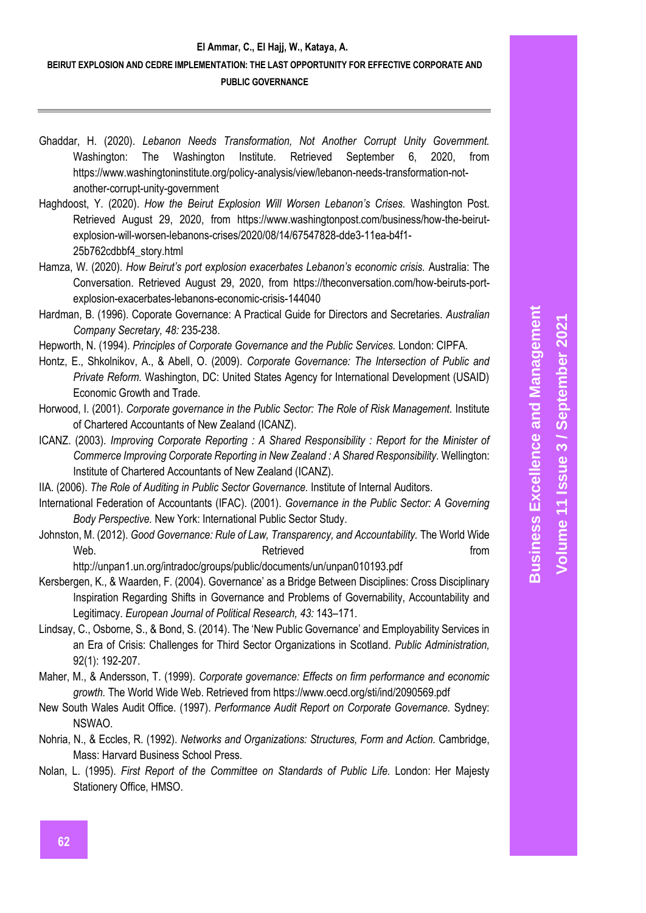Ghaddar, H. (2020). *Lebanon Needs Transformation, Not Another Corrupt Unity Government.* Washington: The Washington Institute. Retrieved September 6, 2020, from https://www.washingtoninstitute.org/policy-analysis/view/lebanon-needs-transformation-not-another-corrupt-unity-government

Haghdoost, Y. (2020). *How the Beirut Explosion Will Worsen Lebanon's Crises.* Washington Post. Retrieved August 29, 2020, from https://www.washingtonpost.com/business/how-the-beirut-explosion-will-worsen-lebanons-crises/2020/08/14/67547828-dde3-11ea-b4f1-25b762cdbbf4_story.html

Hamza, W. (2020). *How Beirut's port explosion exacerbates Lebanon's economic crisis.* Australia: The Conversation. Retrieved August 29, 2020, from https://theconversation.com/how-beiruts-port-explosion-exacerbates-lebanons-economic-crisis-144040

Hardman, B. (1996). Coporate Governance: A Practical Guide for Directors and Secretaries. *Australian Company Secretary, 48:* 235-238.

Hepworth, N. (1994). *Principles of Corporate Governance and the Public Services.* London: CIPFA.

Hontz, E., Shkolnikov, A., & Abell, O. (2009). *Corporate Governance: The Intersection of Public and Private Reform.* Washington, DC: United States Agency for International Development (USAID) Economic Growth and Trade.

Horwood, I. (2001). *Corporate governance in the Public Sector: The Role of Risk Management.* Institute of Chartered Accountants of New Zealand (ICANZ).

ICANZ. (2003). *Improving Corporate Reporting : A Shared Responsibility : Report for the Minister of Commerce Improving Corporate Reporting in New Zealand : A Shared Responsibility.* Wellington: Institute of Chartered Accountants of New Zealand (ICANZ).

IIA. (2006). *The Role of Auditing in Public Sector Governance.* Institute of Internal Auditors.

International Federation of Accountants (IFAC). (2001). *Governance in the Public Sector: A Governing Body Perspective.* New York: International Public Sector Study.

Johnston, M. (2012). *Good Governance: Rule of Law, Transparency, and Accountability.* The World Wide Web. Retrieved from http://unpan1.un.org/intradoc/groups/public/documents/un/unpan010193.pdf

Kersbergen, K., & Waarden, F. (2004). Governance' as a Bridge Between Disciplines: Cross Disciplinary Inspiration Regarding Shifts in Governance and Problems of Governability, Accountability and Legitimacy. *European Journal of Political Research, 43:* 143–171.

Lindsay, C., Osborne, S., & Bond, S. (2014). The 'New Public Governance' and Employability Services in an Era of Crisis: Challenges for Third Sector Organizations in Scotland. *Public Administration,* 92(1): 192-207.

Maher, M., & Andersson, T. (1999). *Corporate governance: Effects on firm performance and economic growth.* The World Wide Web. Retrieved from https://www.oecd.org/sti/ind/2090569.pdf

New South Wales Audit Office. (1997). *Performance Audit Report on Corporate Governance.* Sydney: NSWAO.

Nohria, N., & Eccles, R. (1992). *Networks and Organizations: Structures, Form and Action.* Cambridge, Mass: Harvard Business School Press.

Nolan, L. (1995). *First Report of the Committee on Standards of Public Life.* London: Her Majesty Stationery Office, HMSO.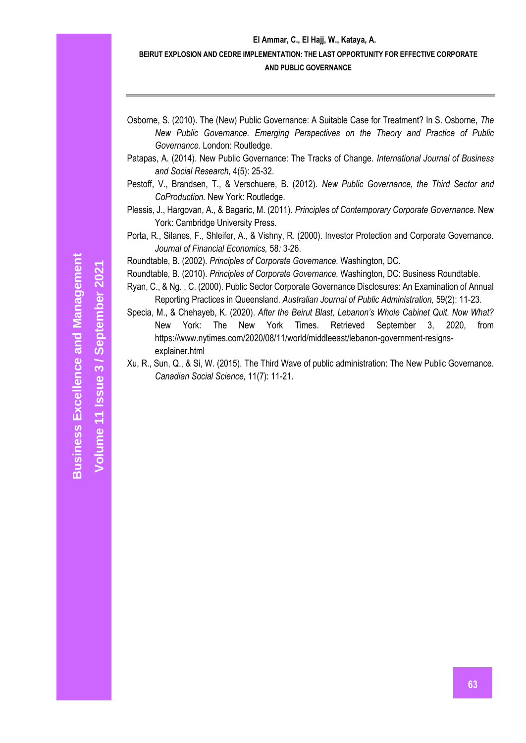Osborne, S. (2010). The (New) Public Governance: A Suitable Case for Treatment? In S. Osborne, *The New Public Governance. Emerging Perspectives on the Theory and Practice of Public Governance.* London: Routledge.

Patapas, A. (2014). New Public Governance: The Tracks of Change. *International Journal of Business and Social Research,* 4(5): 25-32.

Pestoff, V., Brandsen, T., & Verschuere, B. (2012). *New Public Governance, the Third Sector and CoProduction.* New York: Routledge.

Plessis, J., Hargovan, A., & Bagaric, M. (2011). *Principles of Contemporary Corporate Governance.* New York: Cambridge University Press.

Porta, R., Silanes, F., Shleifer, A., & Vishny, R. (2000). Investor Protection and Corporate Governance. *Journal of Financial Economics,* 58*:* 3-26.

Roundtable, B. (2002). *Principles of Corporate Governance.* Washington, DC.

Roundtable, B. (2010). *Principles of Corporate Governance.* Washington, DC: Business Roundtable.

Ryan, C., & Ng. , C. (2000). Public Sector Corporate Governance Disclosures: An Examination of Annual Reporting Practices in Queensland. *Australian Journal of Public Administration,* 59(2): 11-23.

Specia, M., & Chehayeb, K. (2020). *After the Beirut Blast, Lebanon's Whole Cabinet Quit. Now What?* New York: The New York Times. Retrieved September 3, 2020, from https://www.nytimes.com/2020/08/11/world/middleeast/lebanon-government-resigns-explainer.html

Xu, R., Sun, Q., & Si, W. (2015). The Third Wave of public administration: The New Public Governance. *Canadian Social Science,* 11(7): 11-21.